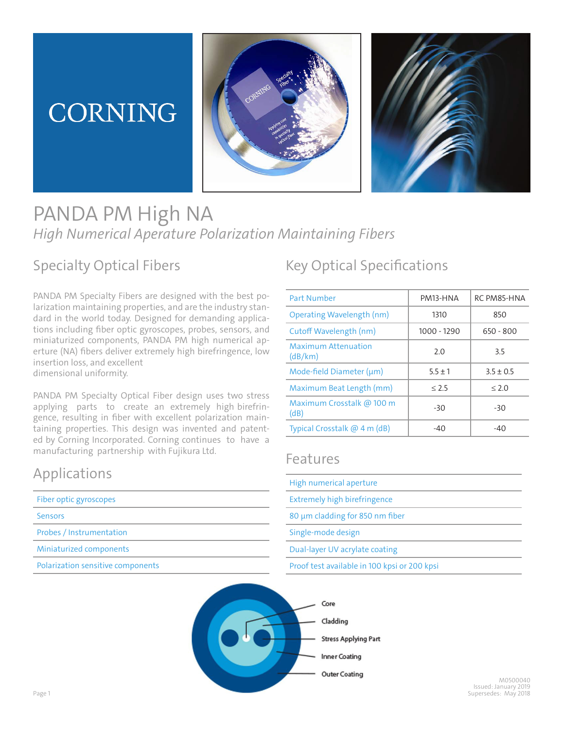CORNING

# PANDA PM High NA

*High Numerical Aperature Polarization Maintaining Fibers*

## Specialty Optical Fibers

PANDA PM Specialty Fibers are designed with the best polarization maintaining properties, and are the industry standard in the world today. Designed for demanding applications including fiber optic gyroscopes, probes, sensors, and miniaturized components, PANDA PM high numerical aperture (NA) fibers deliver extremely high birefringence, low insertion loss, and excellent dimensional uniformity.

PANDA PM Specialty Optical Fiber design uses two stress applying parts to create an extremely high birefringence, resulting in fiber with excellent polarization maintaining properties. This design was invented and patented by Corning Incorporated. Corning continues to have a manufacturing partnership with Fujikura Ltd.

## Applications

- Fiber optic gyroscopes
- Sensors
- Probes / Instrumentation
- Miniaturized components
- Polarization sensitive components

## Key Optical Specifications

| Part Number | PM13-HNA | RC PM85-HNA |
|---|---|---|
| Operating Wavelength (nm) | 1310 | 850 |
| Cutoff Wavelength (nm) | 1000 - 1290 | 650 - 800 |
| Maximum Attenuation (dB/km) | 2.0 | 3.5 |
| Mode-field Diameter (µm) | 5.5 ± 1 | 3.5 ± 0.5 |
| Maximum Beat Length (mm) | ≤ 2.5 | ≤ 2.0 |
| Maximum Crosstalk @ 100 m (dB) | -30 | -30 |
| Typical Crosstalk @ 4 m (dB) | -40 | -40 |

## Features

- High numerical aperture
- Extremely high birefringence
- 80 µm cladding for 850 nm fiber
- Single-mode design
- Dual-layer UV acrylate coating
- Proof test available in 100 kpsi or 200 kpsi

Core

Cladding

Stress Applying Part

Inner Coating

Outer Coating

M0500040
Issued: January 2019
Supersedes: May 2018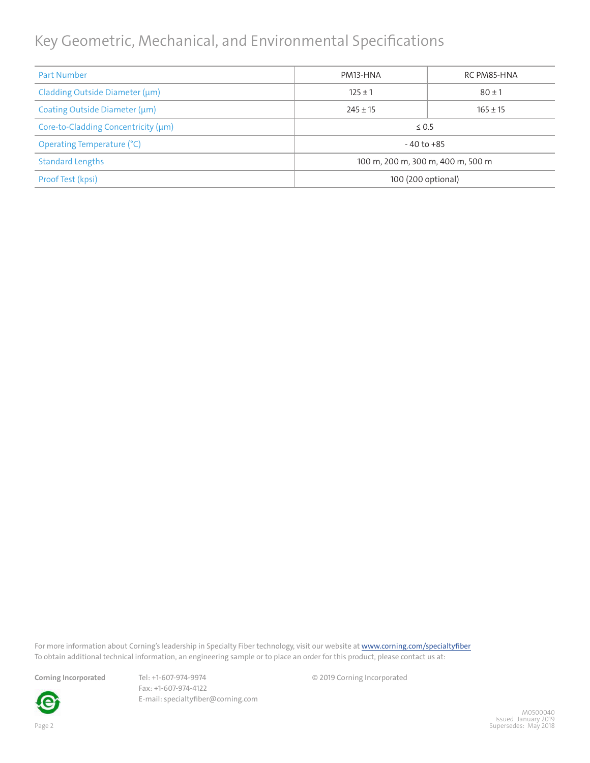# Key Geometric, Mechanical, and Environmental Specifications

| Part Number | PM13-HNA | RC PM85-HNA |
|---|---|---|
| Cladding Outside Diameter (µm) | 125 ± 1 | 80 ± 1 |
| Coating Outside Diameter (µm) | 245 ± 15 | 165 ± 15 |
| Core-to-Cladding Concentricity (µm) | ≤ 0.5 | |
| Operating Temperature (°C) | - 40 to +85 | |
| Standard Lengths | 100 m, 200 m, 300 m, 400 m, 500 m | |
| Proof Test (kpsi) | 100 (200 optional) | |

For more information about Corning's leadership in Specialty Fiber technology, visit our website at www.corning.com/specialtyfiber
To obtain additional technical information, an engineering sample or to place an order for this product, please contact us at:

**Corning Incorporated**

Tel: +1-607-974-9974
Fax: +1-607-974-4122
E-mail: specialtyfiber@corning.com

© 2019 Corning Incorporated

M0500040
Issued: January 2019
Supersedes: May 2018